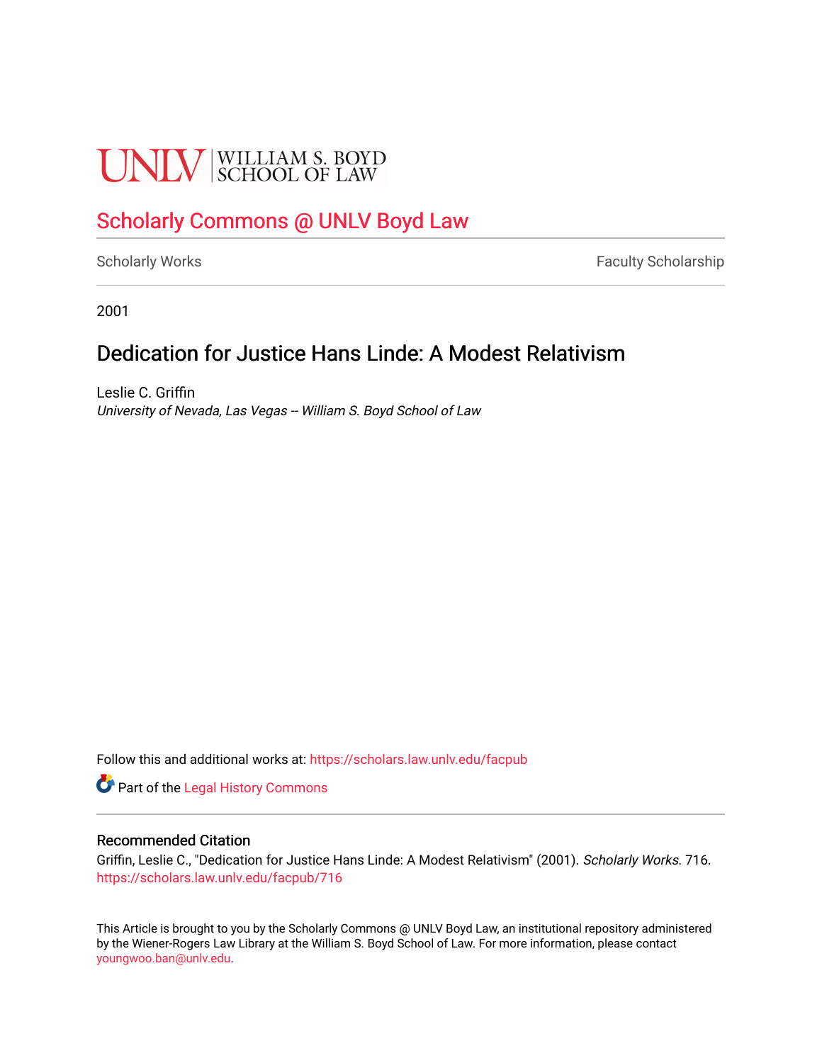UNLV | WILLIAM S. BOYD SCHOOL OF LAW

## Scholarly Commons @ UNLV Boyd Law

Scholarly Works | Faculty Scholarship

2001

# Dedication for Justice Hans Linde: A Modest Relativism

Leslie C. Griffin
*University of Nevada, Las Vegas -- William S. Boyd School of Law*

Follow this and additional works at: https://scholars.law.unlv.edu/facpub

Part of the Legal History Commons

### Recommended Citation

Griffin, Leslie C., "Dedication for Justice Hans Linde: A Modest Relativism" (2001). *Scholarly Works*. 716.
https://scholars.law.unlv.edu/facpub/716

This Article is brought to you by the Scholarly Commons @ UNLV Boyd Law, an institutional repository administered by the Wiener-Rogers Law Library at the William S. Boyd School of Law. For more information, please contact youngwoo.ban@unlv.edu.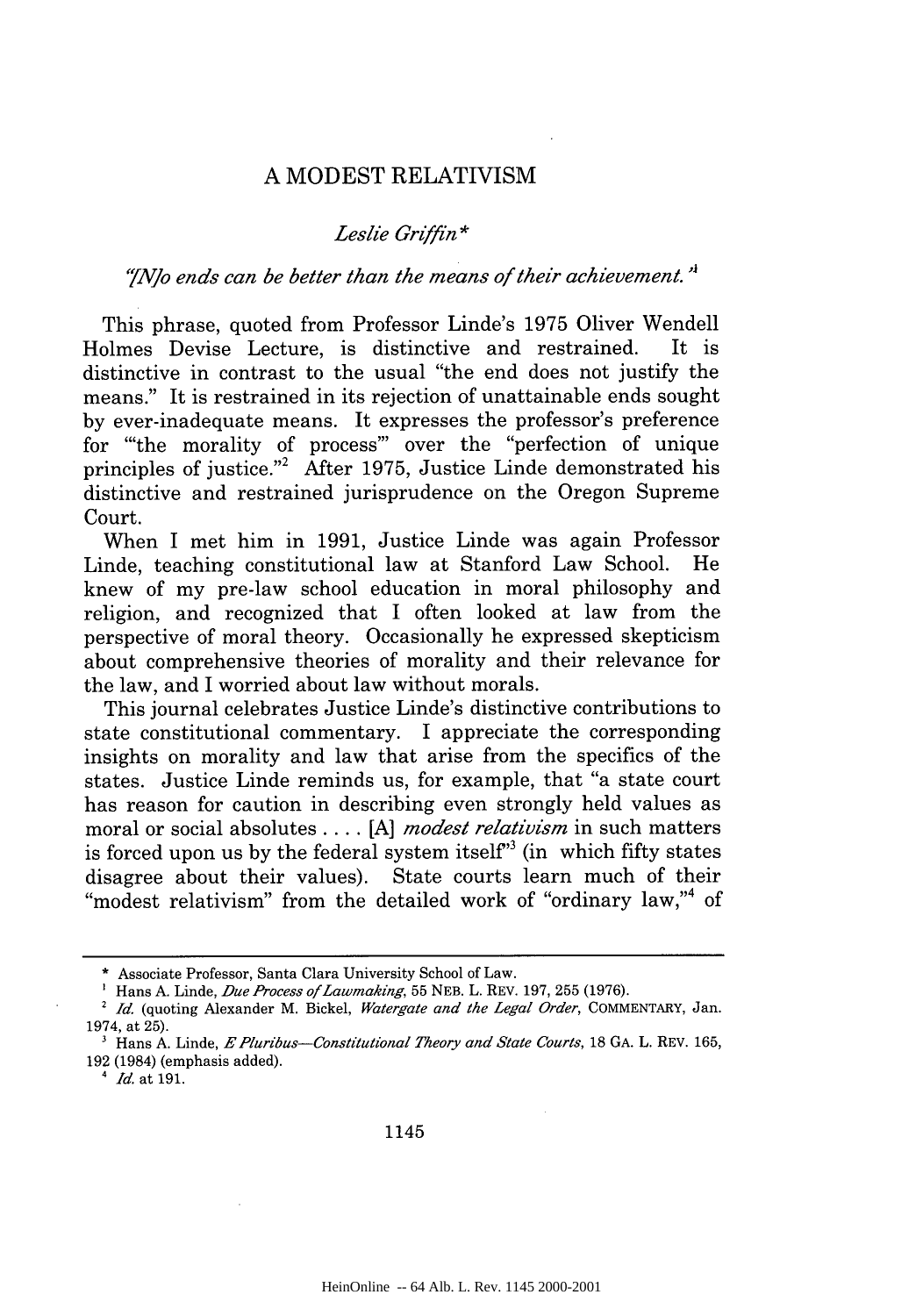# A MODEST RELATIVISM

*Leslie Griffin\**

*"[N]o ends can be better than the means of their achievement."*[1]

This phrase, quoted from Professor Linde's 1975 Oliver Wendell Holmes Devise Lecture, is distinctive and restrained. It is distinctive in contrast to the usual "the end does not justify the means." It is restrained in its rejection of unattainable ends sought by ever-inadequate means. It expresses the professor's preference for "'the morality of process'" over the "perfection of unique principles of justice."[2] After 1975, Justice Linde demonstrated his distinctive and restrained jurisprudence on the Oregon Supreme Court.

When I met him in 1991, Justice Linde was again Professor Linde, teaching constitutional law at Stanford Law School. He knew of my pre-law school education in moral philosophy and religion, and recognized that I often looked at law from the perspective of moral theory. Occasionally he expressed skepticism about comprehensive theories of morality and their relevance for the law, and I worried about law without morals.

This journal celebrates Justice Linde's distinctive contributions to state constitutional commentary. I appreciate the corresponding insights on morality and law that arise from the specifics of the states. Justice Linde reminds us, for example, that "a state court has reason for caution in describing even strongly held values as moral or social absolutes . . . . [A] *modest relativism* in such matters is forced upon us by the federal system itself"[3] (in which fifty states disagree about their values). State courts learn much of their "modest relativism" from the detailed work of "ordinary law,"[4] of

---

\* Associate Professor, Santa Clara University School of Law.

[1] Hans A. Linde, *Due Process of Lawmaking*, 55 NEB. L. REV. 197, 255 (1976).

[2] *Id.* (quoting Alexander M. Bickel, *Watergate and the Legal Order*, COMMENTARY, Jan. 1974, at 25).

[3] Hans A. Linde, *E Pluribus—Constitutional Theory and State Courts*, 18 GA. L. REV. 165, 192 (1984) (emphasis added).

[4] *Id.* at 191.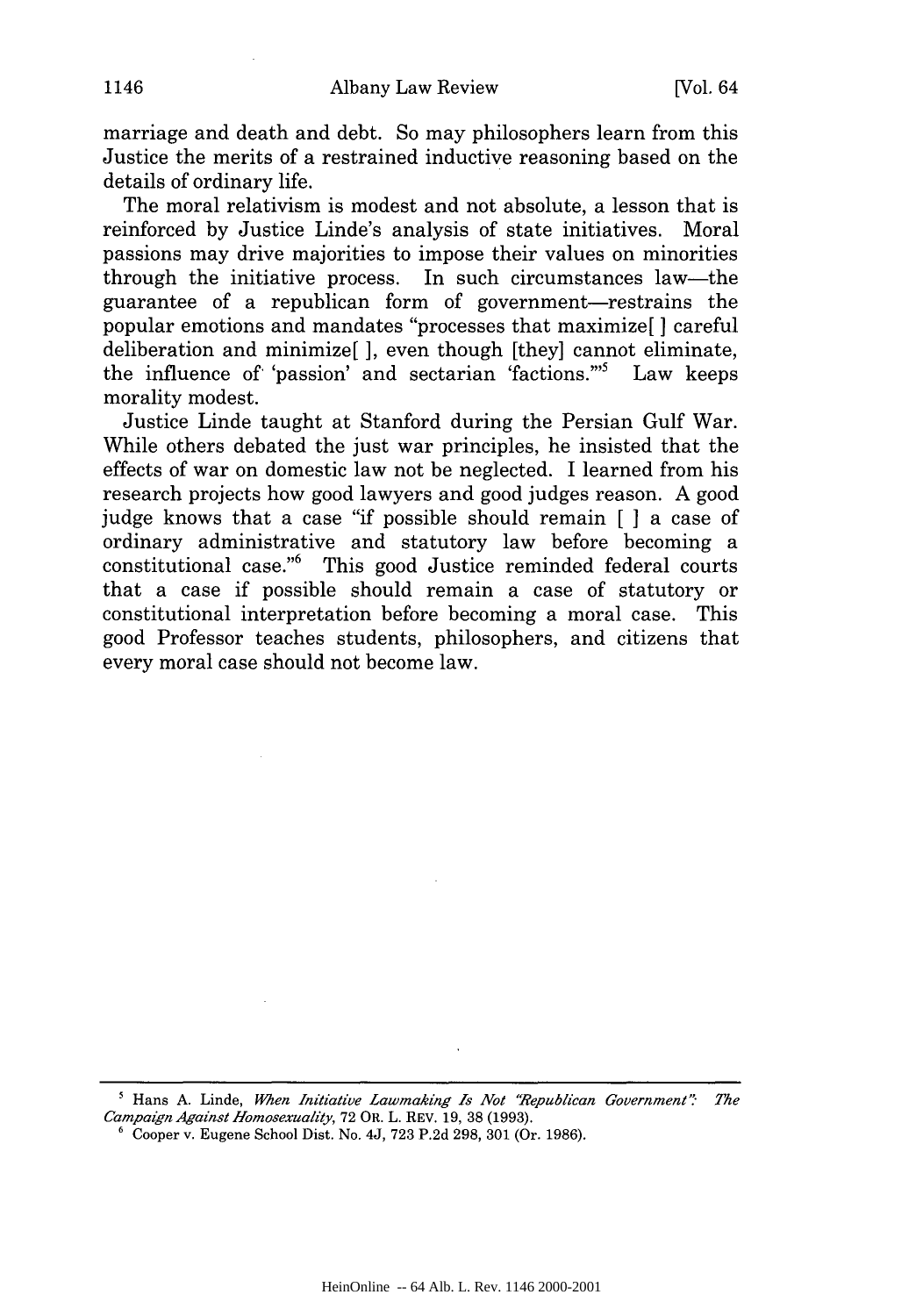marriage and death and debt. So may philosophers learn from this Justice the merits of a restrained inductive reasoning based on the details of ordinary life.

The moral relativism is modest and not absolute, a lesson that is reinforced by Justice Linde's analysis of state initiatives. Moral passions may drive majorities to impose their values on minorities through the initiative process. In such circumstances law—the guarantee of a republican form of government—restrains the popular emotions and mandates "processes that maximize[ ] careful deliberation and minimize[ ], even though [they] cannot eliminate, the influence of 'passion' and sectarian 'factions.'"[5] Law keeps morality modest.

Justice Linde taught at Stanford during the Persian Gulf War. While others debated the just war principles, he insisted that the effects of war on domestic law not be neglected. I learned from his research projects how good lawyers and good judges reason. A good judge knows that a case "if possible should remain [ ] a case of ordinary administrative and statutory law before becoming a constitutional case."[6] This good Justice reminded federal courts that a case if possible should remain a case of statutory or constitutional interpretation before becoming a moral case. This good Professor teaches students, philosophers, and citizens that every moral case should not become law.

---

[5] Hans A. Linde, *When Initiative Lawmaking Is Not "Republican Government": The Campaign Against Homosexuality*, 72 OR. L. REV. 19, 38 (1993).

[6] Cooper v. Eugene School Dist. No. 4J, 723 P.2d 298, 301 (Or. 1986).